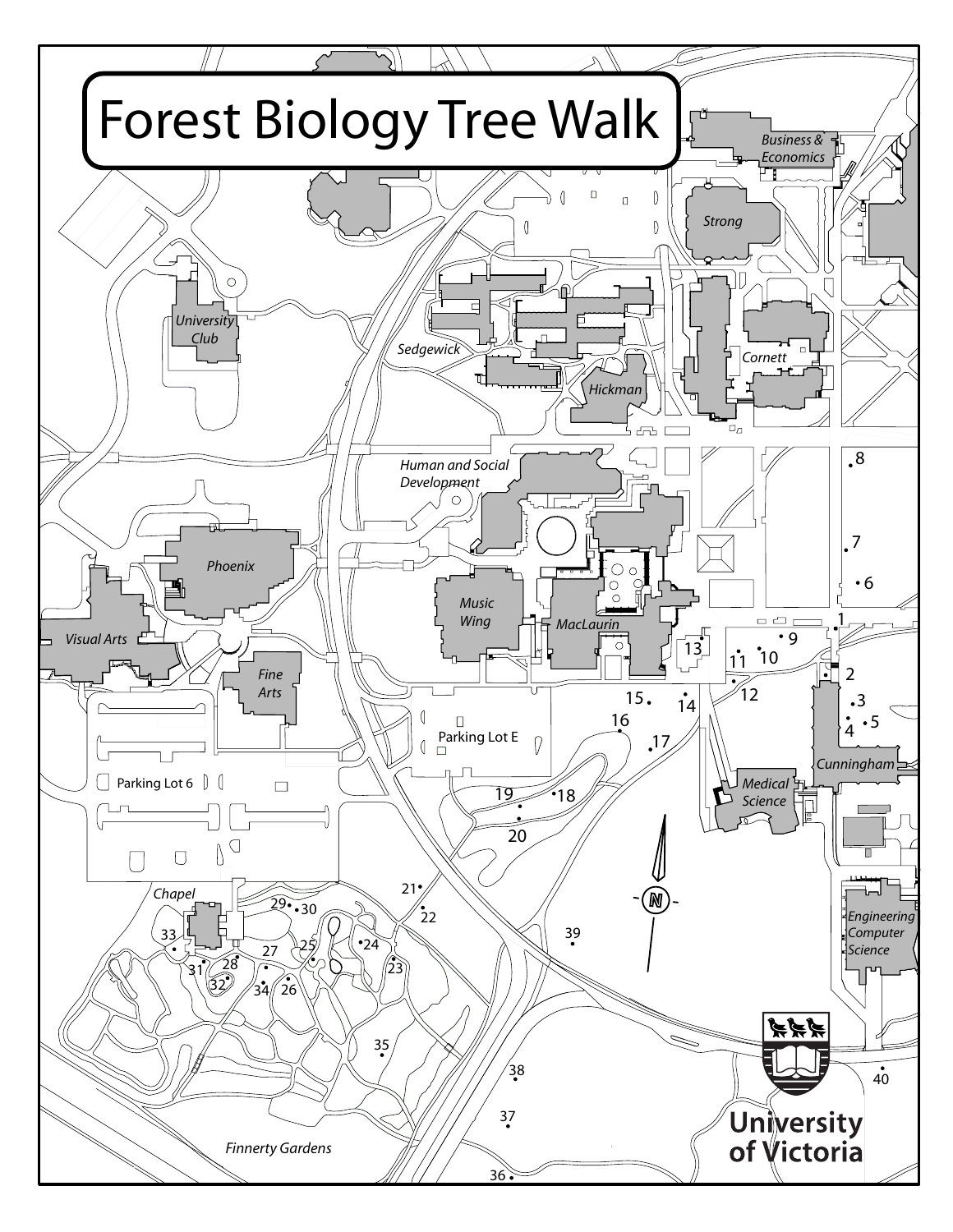# Forest Biology Tree Walk

Business & Economics

Strong

University Club

Sedgewick

Cornett

Hickman

Human and Social Development

Phoenix

Music Wing

MacLaurin

Visual Arts

Fine Arts

Parking Lot E

Parking Lot 6

Cunningham

Medical Science

Chapel

Engineering Computer Science

Finnerty Gardens

1 2 3 4 5 6 7 8 9 10 11 12 13 14 15 16 17 18 19 20 21 22 23 24 25 26 27 28 29 30 31 32 33 34 35 36 37 38 39 40

N

University of Victoria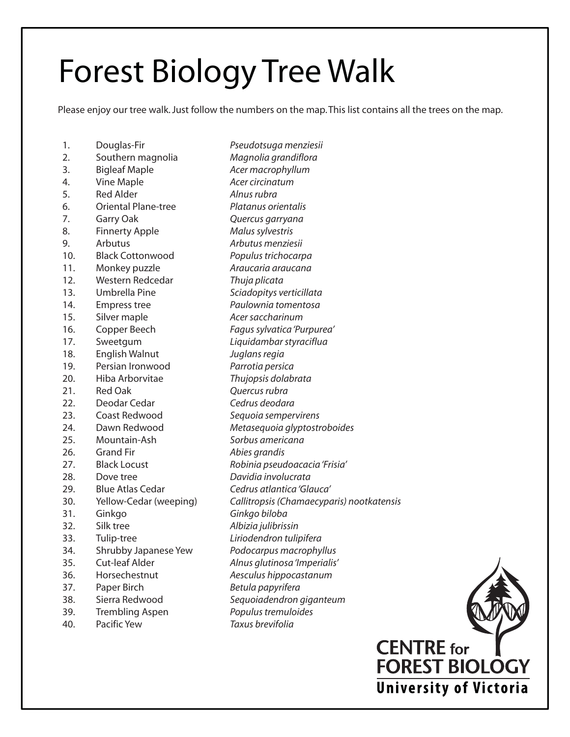# Forest Biology Tree Walk

Please enjoy our tree walk. Just follow the numbers on the map. This list contains all the trees on the map.

| No. | Common name | Scientific name |
|---|---|---|
| 1. | Douglas-Fir | *Pseudotsuga menziesii* |
| 2. | Southern magnolia | *Magnolia grandiflora* |
| 3. | Bigleaf Maple | *Acer macrophyllum* |
| 4. | Vine Maple | *Acer circinatum* |
| 5. | Red Alder | *Alnus rubra* |
| 6. | Oriental Plane-tree | *Platanus orientalis* |
| 7. | Garry Oak | *Quercus garryana* |
| 8. | Finnerty Apple | *Malus sylvestris* |
| 9. | Arbutus | *Arbutus menziesii* |
| 10. | Black Cottonwood | *Populus trichocarpa* |
| 11. | Monkey puzzle | *Araucaria araucana* |
| 12. | Western Redcedar | *Thuja plicata* |
| 13. | Umbrella Pine | *Sciadopitys verticillata* |
| 14. | Empress tree | *Paulownia tomentosa* |
| 15. | Silver maple | *Acer saccharinum* |
| 16. | Copper Beech | *Fagus sylvatica 'Purpurea'* |
| 17. | Sweetgum | *Liquidambar styraciflua* |
| 18. | English Walnut | *Juglans regia* |
| 19. | Persian Ironwood | *Parrotia persica* |
| 20. | Hiba Arborvitae | *Thujopsis dolabrata* |
| 21. | Red Oak | *Quercus rubra* |
| 22. | Deodar Cedar | *Cedrus deodara* |
| 23. | Coast Redwood | *Sequoia sempervirens* |
| 24. | Dawn Redwood | *Metasequoia glyptostroboides* |
| 25. | Mountain-Ash | *Sorbus americana* |
| 26. | Grand Fir | *Abies grandis* |
| 27. | Black Locust | *Robinia pseudoacacia 'Frisia'* |
| 28. | Dove tree | *Davidia involucrata* |
| 29. | Blue Atlas Cedar | *Cedrus atlantica 'Glauca'* |
| 30. | Yellow-Cedar (weeping) | *Callitropsis (Chamaecyparis) nootkatensis* |
| 31. | Ginkgo | *Ginkgo biloba* |
| 32. | Silk tree | *Albizia julibrissin* |
| 33. | Tulip-tree | *Liriodendron tulipifera* |
| 34. | Shrubby Japanese Yew | *Podocarpus macrophyllus* |
| 35. | Cut-leaf Alder | *Alnus glutinosa 'Imperialis'* |
| 36. | Horsechestnut | *Aesculus hippocastanum* |
| 37. | Paper Birch | *Betula papyrifera* |
| 38. | Sierra Redwood | *Sequoiadendron giganteum* |
| 39. | Trembling Aspen | *Populus tremuloides* |
| 40. | Pacific Yew | *Taxus brevifolia* |

**CENTRE for FOREST BIOLOGY**
**University of Victoria**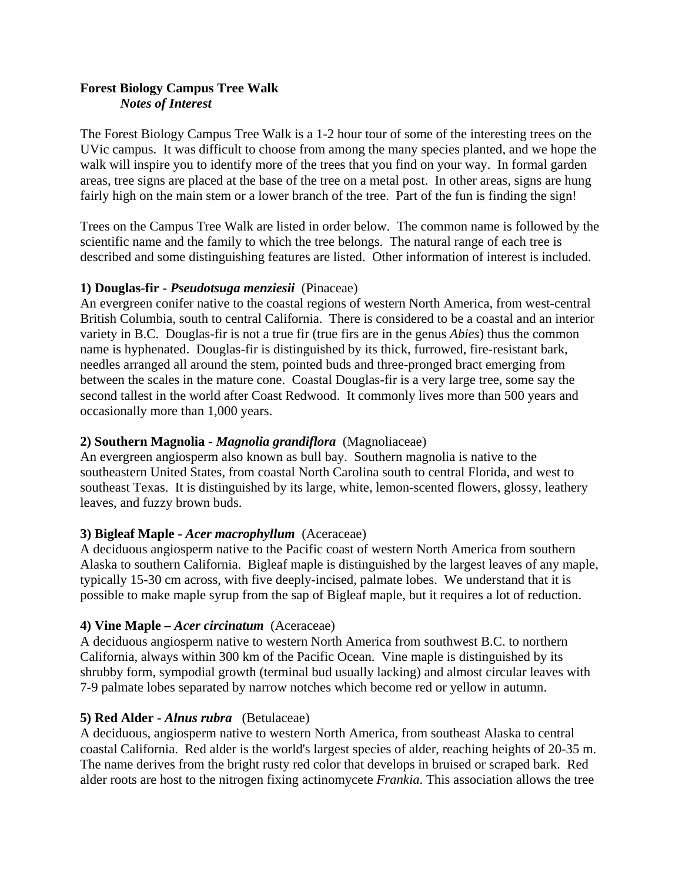**Forest Biology Campus Tree Walk**
***Notes of Interest***

The Forest Biology Campus Tree Walk is a 1-2 hour tour of some of the interesting trees on the UVic campus. It was difficult to choose from among the many species planted, and we hope the walk will inspire you to identify more of the trees that you find on your way. In formal garden areas, tree signs are placed at the base of the tree on a metal post. In other areas, signs are hung fairly high on the main stem or a lower branch of the tree. Part of the fun is finding the sign!

Trees on the Campus Tree Walk are listed in order below. The common name is followed by the scientific name and the family to which the tree belongs. The natural range of each tree is described and some distinguishing features are listed. Other information of interest is included.

**1) Douglas-fir - *Pseudotsuga menziesii*** (Pinaceae)
An evergreen conifer native to the coastal regions of western North America, from west-central British Columbia, south to central California. There is considered to be a coastal and an interior variety in B.C. Douglas-fir is not a true fir (true firs are in the genus *Abies*) thus the common name is hyphenated. Douglas-fir is distinguished by its thick, furrowed, fire-resistant bark, needles arranged all around the stem, pointed buds and three-pronged bract emerging from between the scales in the mature cone. Coastal Douglas-fir is a very large tree, some say the second tallest in the world after Coast Redwood. It commonly lives more than 500 years and occasionally more than 1,000 years.

**2) Southern Magnolia - *Magnolia grandiflora*** (Magnoliaceae)
An evergreen angiosperm also known as bull bay. Southern magnolia is native to the southeastern United States, from coastal North Carolina south to central Florida, and west to southeast Texas. It is distinguished by its large, white, lemon-scented flowers, glossy, leathery leaves, and fuzzy brown buds.

**3) Bigleaf Maple - *Acer macrophyllum*** (Aceraceae)
A deciduous angiosperm native to the Pacific coast of western North America from southern Alaska to southern California. Bigleaf maple is distinguished by the largest leaves of any maple, typically 15-30 cm across, with five deeply-incised, palmate lobes. We understand that it is possible to make maple syrup from the sap of Bigleaf maple, but it requires a lot of reduction.

**4) Vine Maple – *Acer circinatum*** (Aceraceae)
A deciduous angiosperm native to western North America from southwest B.C. to northern California, always within 300 km of the Pacific Ocean. Vine maple is distinguished by its shrubby form, sympodial growth (terminal bud usually lacking) and almost circular leaves with 7-9 palmate lobes separated by narrow notches which become red or yellow in autumn.

**5) Red Alder - *Alnus rubra*** (Betulaceae)
A deciduous, angiosperm native to western North America, from southeast Alaska to central coastal California. Red alder is the world's largest species of alder, reaching heights of 20-35 m. The name derives from the bright rusty red color that develops in bruised or scraped bark. Red alder roots are host to the nitrogen fixing actinomycete *Frankia*. This association allows the tree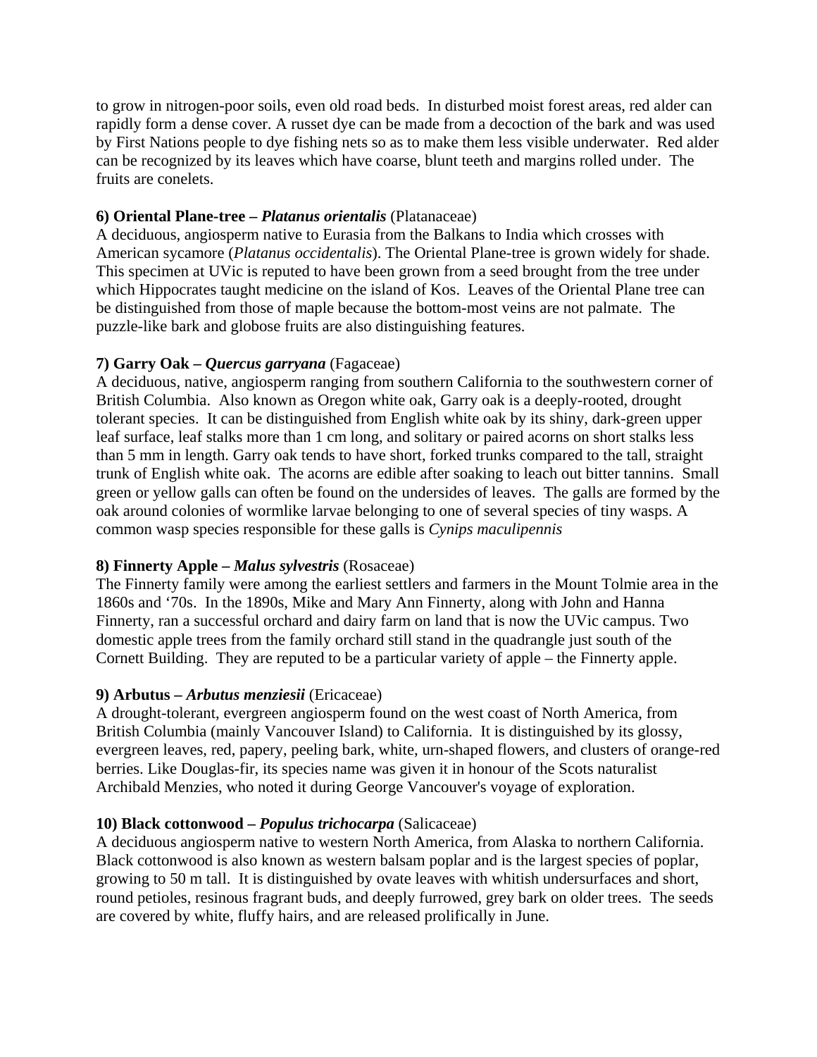to grow in nitrogen-poor soils, even old road beds. In disturbed moist forest areas, red alder can rapidly form a dense cover. A russet dye can be made from a decoction of the bark and was used by First Nations people to dye fishing nets so as to make them less visible underwater. Red alder can be recognized by its leaves which have coarse, blunt teeth and margins rolled under. The fruits are conelets.

**6) Oriental Plane-tree – *Platanus orientalis*** (Platanaceae)
A deciduous, angiosperm native to Eurasia from the Balkans to India which crosses with American sycamore (*Platanus occidentalis*). The Oriental Plane-tree is grown widely for shade. This specimen at UVic is reputed to have been grown from a seed brought from the tree under which Hippocrates taught medicine on the island of Kos. Leaves of the Oriental Plane tree can be distinguished from those of maple because the bottom-most veins are not palmate. The puzzle-like bark and globose fruits are also distinguishing features.

**7) Garry Oak – *Quercus garryana*** (Fagaceae)
A deciduous, native, angiosperm ranging from southern California to the southwestern corner of British Columbia. Also known as Oregon white oak, Garry oak is a deeply-rooted, drought tolerant species. It can be distinguished from English white oak by its shiny, dark-green upper leaf surface, leaf stalks more than 1 cm long, and solitary or paired acorns on short stalks less than 5 mm in length. Garry oak tends to have short, forked trunks compared to the tall, straight trunk of English white oak. The acorns are edible after soaking to leach out bitter tannins. Small green or yellow galls can often be found on the undersides of leaves. The galls are formed by the oak around colonies of wormlike larvae belonging to one of several species of tiny wasps. A common wasp species responsible for these galls is *Cynips maculipennis*

**8) Finnerty Apple – *Malus sylvestris*** (Rosaceae)
The Finnerty family were among the earliest settlers and farmers in the Mount Tolmie area in the 1860s and '70s. In the 1890s, Mike and Mary Ann Finnerty, along with John and Hanna Finnerty, ran a successful orchard and dairy farm on land that is now the UVic campus. Two domestic apple trees from the family orchard still stand in the quadrangle just south of the Cornett Building. They are reputed to be a particular variety of apple – the Finnerty apple.

**9) Arbutus – *Arbutus menziesii*** (Ericaceae)
A drought-tolerant, evergreen angiosperm found on the west coast of North America, from British Columbia (mainly Vancouver Island) to California. It is distinguished by its glossy, evergreen leaves, red, papery, peeling bark, white, urn-shaped flowers, and clusters of orange-red berries. Like Douglas-fir, its species name was given it in honour of the Scots naturalist Archibald Menzies, who noted it during George Vancouver's voyage of exploration.

**10) Black cottonwood – *Populus trichocarpa*** (Salicaceae)
A deciduous angiosperm native to western North America, from Alaska to northern California. Black cottonwood is also known as western balsam poplar and is the largest species of poplar, growing to 50 m tall. It is distinguished by ovate leaves with whitish undersurfaces and short, round petioles, resinous fragrant buds, and deeply furrowed, grey bark on older trees. The seeds are covered by white, fluffy hairs, and are released prolifically in June.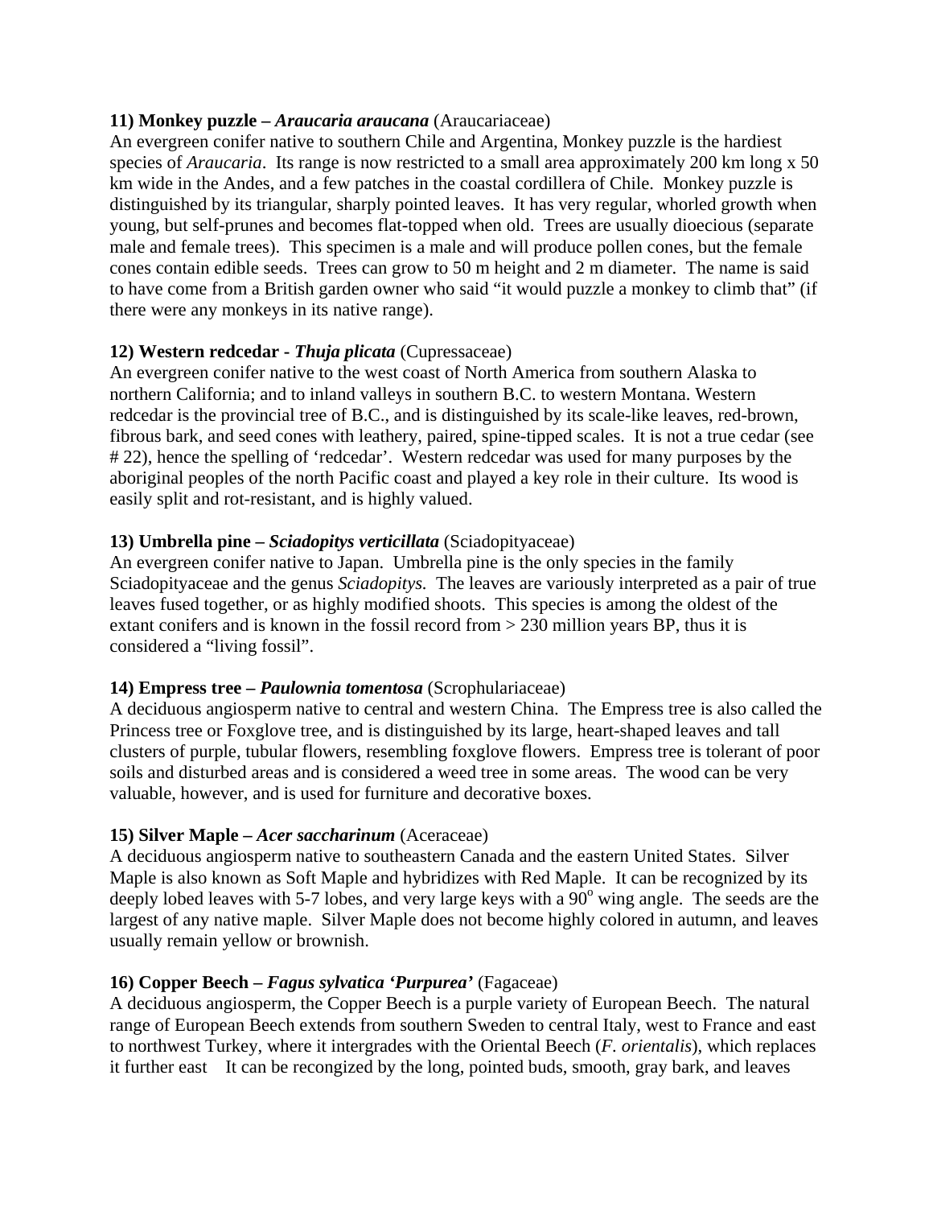**11) Monkey puzzle – *Araucaria araucana*** (Araucariaceae)
An evergreen conifer native to southern Chile and Argentina, Monkey puzzle is the hardiest species of *Araucaria*. Its range is now restricted to a small area approximately 200 km long x 50 km wide in the Andes, and a few patches in the coastal cordillera of Chile. Monkey puzzle is distinguished by its triangular, sharply pointed leaves. It has very regular, whorled growth when young, but self-prunes and becomes flat-topped when old. Trees are usually dioecious (separate male and female trees). This specimen is a male and will produce pollen cones, but the female cones contain edible seeds. Trees can grow to 50 m height and 2 m diameter. The name is said to have come from a British garden owner who said "it would puzzle a monkey to climb that" (if there were any monkeys in its native range).

**12) Western redcedar - *Thuja plicata*** (Cupressaceae)
An evergreen conifer native to the west coast of North America from southern Alaska to northern California; and to inland valleys in southern B.C. to western Montana. Western redcedar is the provincial tree of B.C., and is distinguished by its scale-like leaves, red-brown, fibrous bark, and seed cones with leathery, paired, spine-tipped scales. It is not a true cedar (see # 22), hence the spelling of 'redcedar'. Western redcedar was used for many purposes by the aboriginal peoples of the north Pacific coast and played a key role in their culture. Its wood is easily split and rot-resistant, and is highly valued.

**13) Umbrella pine – *Sciadopitys verticillata*** (Sciadopityaceae)
An evergreen conifer native to Japan. Umbrella pine is the only species in the family Sciadopityaceae and the genus *Sciadopitys.* The leaves are variously interpreted as a pair of true leaves fused together, or as highly modified shoots. This species is among the oldest of the extant conifers and is known in the fossil record from > 230 million years BP, thus it is considered a "living fossil".

**14) Empress tree – *Paulownia tomentosa*** (Scrophulariaceae)
A deciduous angiosperm native to central and western China. The Empress tree is also called the Princess tree or Foxglove tree, and is distinguished by its large, heart-shaped leaves and tall clusters of purple, tubular flowers, resembling foxglove flowers. Empress tree is tolerant of poor soils and disturbed areas and is considered a weed tree in some areas. The wood can be very valuable, however, and is used for furniture and decorative boxes.

**15) Silver Maple – *Acer saccharinum*** (Aceraceae)
A deciduous angiosperm native to southeastern Canada and the eastern United States. Silver Maple is also known as Soft Maple and hybridizes with Red Maple. It can be recognized by its deeply lobed leaves with 5-7 lobes, and very large keys with a $90^{o}$ wing angle. The seeds are the largest of any native maple. Silver Maple does not become highly colored in autumn, and leaves usually remain yellow or brownish.

**16) Copper Beech – *Fagus sylvatica 'Purpurea'*** (Fagaceae)
A deciduous angiosperm, the Copper Beech is a purple variety of European Beech. The natural range of European Beech extends from southern Sweden to central Italy, west to France and east to northwest Turkey, where it intergrades with the Oriental Beech (*F. orientalis*), which replaces it further east It can be recongized by the long, pointed buds, smooth, gray bark, and leaves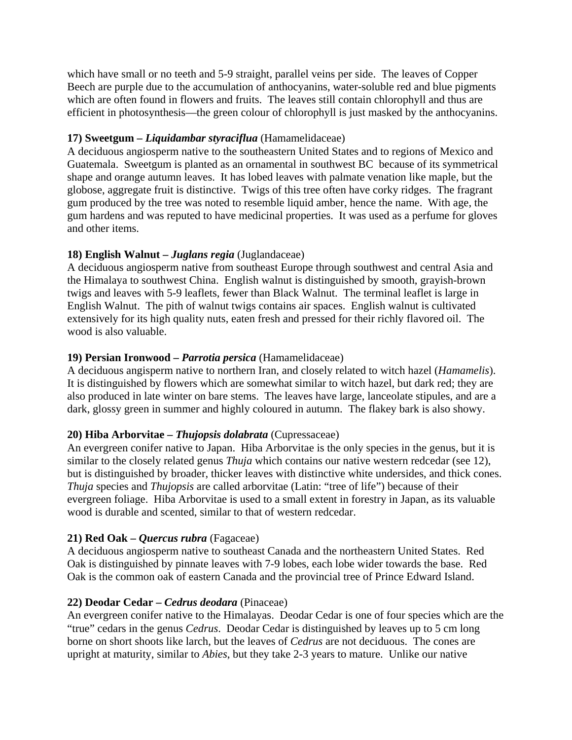which have small or no teeth and 5-9 straight, parallel veins per side. The leaves of Copper Beech are purple due to the accumulation of anthocyanins, water-soluble red and blue pigments which are often found in flowers and fruits. The leaves still contain chlorophyll and thus are efficient in photosynthesis—the green colour of chlorophyll is just masked by the anthocyanins.

**17) Sweetgum – *Liquidambar styraciflua*** (Hamamelidaceae)
A deciduous angiosperm native to the southeastern United States and to regions of Mexico and Guatemala. Sweetgum is planted as an ornamental in southwest BC because of its symmetrical shape and orange autumn leaves. It has lobed leaves with palmate venation like maple, but the globose, aggregate fruit is distinctive. Twigs of this tree often have corky ridges. The fragrant gum produced by the tree was noted to resemble liquid amber, hence the name. With age, the gum hardens and was reputed to have medicinal properties. It was used as a perfume for gloves and other items.

**18) English Walnut – *Juglans regia*** (Juglandaceae)
A deciduous angiosperm native from southeast Europe through southwest and central Asia and the Himalaya to southwest China. English walnut is distinguished by smooth, grayish-brown twigs and leaves with 5-9 leaflets, fewer than Black Walnut. The terminal leaflet is large in English Walnut. The pith of walnut twigs contains air spaces. English walnut is cultivated extensively for its high quality nuts, eaten fresh and pressed for their richly flavored oil. The wood is also valuable.

**19) Persian Ironwood – *Parrotia persica*** (Hamamelidaceae)
A deciduous angisperm native to northern Iran, and closely related to witch hazel (*Hamamelis*). It is distinguished by flowers which are somewhat similar to witch hazel, but dark red; they are also produced in late winter on bare stems. The leaves have large, lanceolate stipules, and are a dark, glossy green in summer and highly coloured in autumn. The flakey bark is also showy.

**20) Hiba Arborvitae – *Thujopsis dolabrata*** (Cupressaceae)
An evergreen conifer native to Japan. Hiba Arborvitae is the only species in the genus, but it is similar to the closely related genus *Thuja* which contains our native western redcedar (see 12), but is distinguished by broader, thicker leaves with distinctive white undersides, and thick cones. *Thuja* species and *Thujopsis* are called arborvitae (Latin: "tree of life") because of their evergreen foliage. Hiba Arborvitae is used to a small extent in forestry in Japan, as its valuable wood is durable and scented, similar to that of western redcedar.

**21) Red Oak – *Quercus rubra*** (Fagaceae)
A deciduous angiosperm native to southeast Canada and the northeastern United States. Red Oak is distinguished by pinnate leaves with 7-9 lobes, each lobe wider towards the base. Red Oak is the common oak of eastern Canada and the provincial tree of Prince Edward Island.

**22) Deodar Cedar – *Cedrus deodara*** (Pinaceae)
An evergreen conifer native to the Himalayas. Deodar Cedar is one of four species which are the "true" cedars in the genus *Cedrus*. Deodar Cedar is distinguished by leaves up to 5 cm long borne on short shoots like larch, but the leaves of *Cedrus* are not deciduous. The cones are upright at maturity, similar to *Abies*, but they take 2-3 years to mature. Unlike our native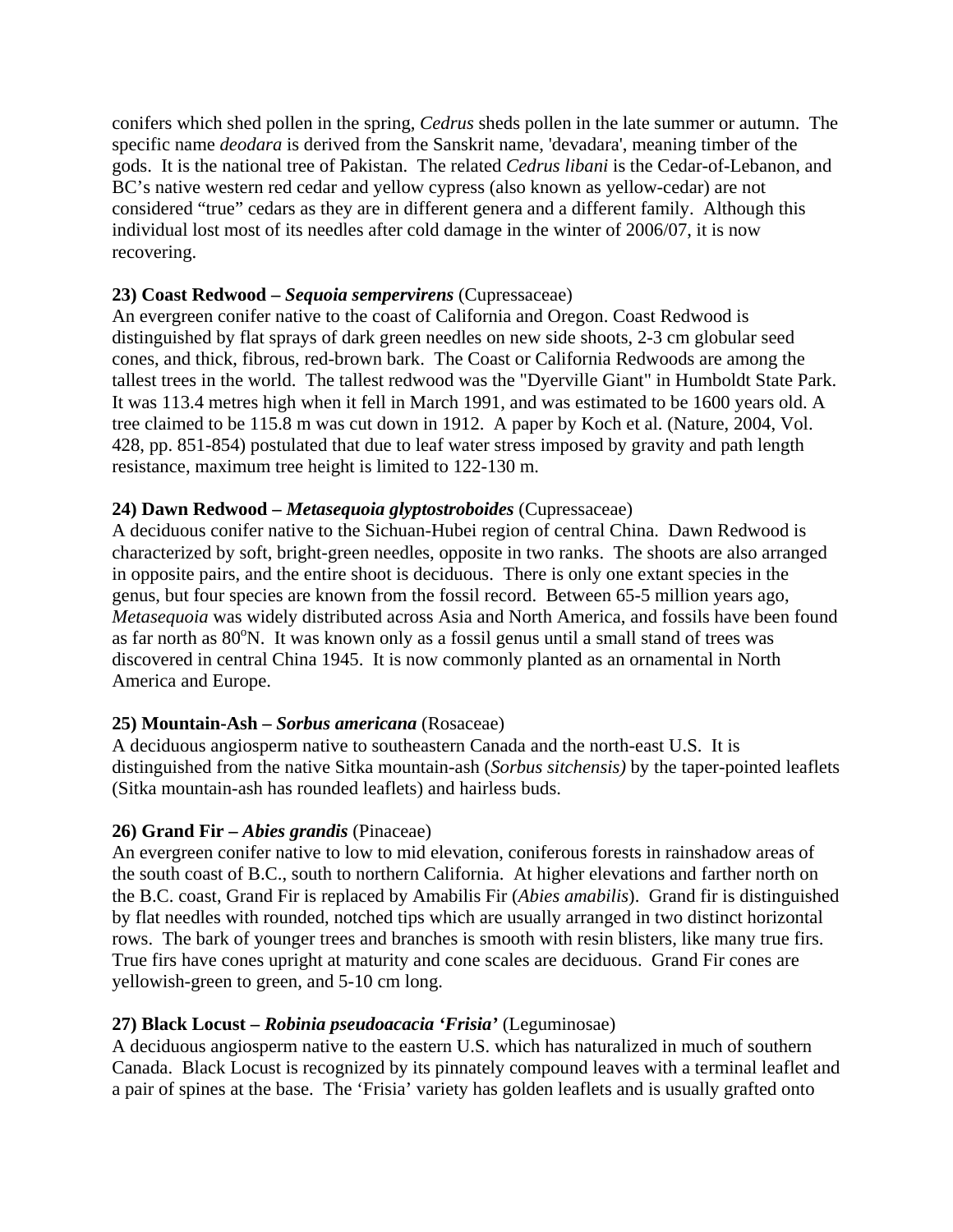conifers which shed pollen in the spring, *Cedrus* sheds pollen in the late summer or autumn. The specific name *deodara* is derived from the Sanskrit name, 'devadara', meaning timber of the gods. It is the national tree of Pakistan. The related *Cedrus libani* is the Cedar-of-Lebanon, and BC's native western red cedar and yellow cypress (also known as yellow-cedar) are not considered "true" cedars as they are in different genera and a different family. Although this individual lost most of its needles after cold damage in the winter of 2006/07, it is now recovering.

**23) Coast Redwood – *Sequoia sempervirens*** (Cupressaceae)
An evergreen conifer native to the coast of California and Oregon. Coast Redwood is distinguished by flat sprays of dark green needles on new side shoots, 2-3 cm globular seed cones, and thick, fibrous, red-brown bark. The Coast or California Redwoods are among the tallest trees in the world. The tallest redwood was the "Dyerville Giant" in Humboldt State Park. It was 113.4 metres high when it fell in March 1991, and was estimated to be 1600 years old. A tree claimed to be 115.8 m was cut down in 1912. A paper by Koch et al. (Nature, 2004, Vol. 428, pp. 851-854) postulated that due to leaf water stress imposed by gravity and path length resistance, maximum tree height is limited to 122-130 m.

**24) Dawn Redwood – *Metasequoia glyptostroboides*** (Cupressaceae)
A deciduous conifer native to the Sichuan-Hubei region of central China. Dawn Redwood is characterized by soft, bright-green needles, opposite in two ranks. The shoots are also arranged in opposite pairs, and the entire shoot is deciduous. There is only one extant species in the genus, but four species are known from the fossil record. Between 65-5 million years ago, *Metasequoia* was widely distributed across Asia and North America, and fossils have been found as far north as $80^{o}$N. It was known only as a fossil genus until a small stand of trees was discovered in central China 1945. It is now commonly planted as an ornamental in North America and Europe.

**25) Mountain-Ash – *Sorbus americana*** (Rosaceae)
A deciduous angiosperm native to southeastern Canada and the north-east U.S. It is distinguished from the native Sitka mountain-ash (*Sorbus sitchensis)* by the taper-pointed leaflets (Sitka mountain-ash has rounded leaflets) and hairless buds.

**26) Grand Fir – *Abies grandis*** (Pinaceae)
An evergreen conifer native to low to mid elevation, coniferous forests in rainshadow areas of the south coast of B.C., south to northern California. At higher elevations and farther north on the B.C. coast, Grand Fir is replaced by Amabilis Fir (*Abies amabilis*). Grand fir is distinguished by flat needles with rounded, notched tips which are usually arranged in two distinct horizontal rows. The bark of younger trees and branches is smooth with resin blisters, like many true firs. True firs have cones upright at maturity and cone scales are deciduous. Grand Fir cones are yellowish-green to green, and 5-10 cm long.

**27) Black Locust – *Robinia pseudoacacia 'Frisia'*** (Leguminosae)
A deciduous angiosperm native to the eastern U.S. which has naturalized in much of southern Canada. Black Locust is recognized by its pinnately compound leaves with a terminal leaflet and a pair of spines at the base. The 'Frisia' variety has golden leaflets and is usually grafted onto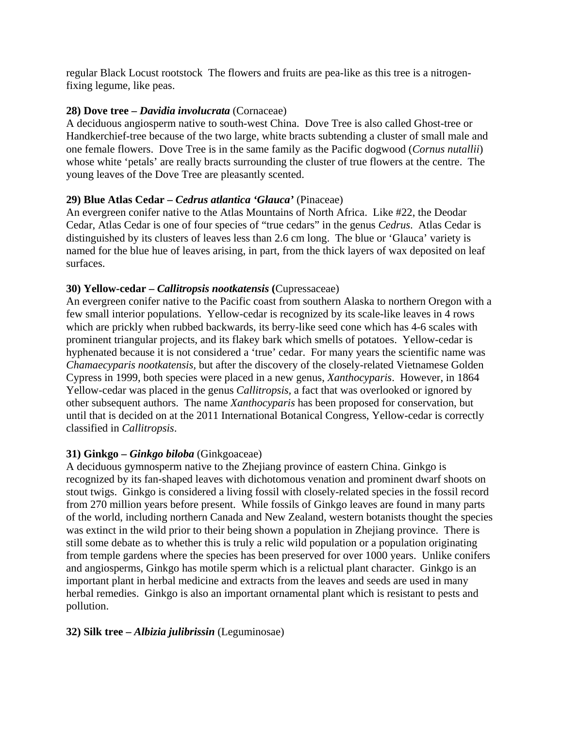regular Black Locust rootstock  The flowers and fruits are pea-like as this tree is a nitrogen-fixing legume, like peas.

**28) Dove tree – *Davidia involucrata*** (Cornaceae)
A deciduous angiosperm native to south-west China.  Dove Tree is also called Ghost-tree or Handkerchief-tree because of the two large, white bracts subtending a cluster of small male and one female flowers.  Dove Tree is in the same family as the Pacific dogwood (*Cornus nutallii*) whose white 'petals' are really bracts surrounding the cluster of true flowers at the centre.  The young leaves of the Dove Tree are pleasantly scented.

**29) Blue Atlas Cedar – *Cedrus atlantica 'Glauca'*** (Pinaceae)
An evergreen conifer native to the Atlas Mountains of North Africa.  Like #22, the Deodar Cedar, Atlas Cedar is one of four species of "true cedars" in the genus *Cedrus*.  Atlas Cedar is distinguished by its clusters of leaves less than 2.6 cm long.  The blue or 'Glauca' variety is named for the blue hue of leaves arising, in part, from the thick layers of wax deposited on leaf surfaces.

**30) Yellow-cedar – *Callitropsis nootkatensis* (**Cupressaceae)
An evergreen conifer native to the Pacific coast from southern Alaska to northern Oregon with a few small interior populations.  Yellow-cedar is recognized by its scale-like leaves in 4 rows which are prickly when rubbed backwards, its berry-like seed cone which has 4-6 scales with prominent triangular projects, and its flakey bark which smells of potatoes.  Yellow-cedar is hyphenated because it is not considered a 'true' cedar.  For many years the scientific name was *Chamaecyparis nootkatensis*, but after the discovery of the closely-related Vietnamese Golden Cypress in 1999, both species were placed in a new genus, *Xanthocyparis*.  However, in 1864 Yellow-cedar was placed in the genus *Callitropsis*, a fact that was overlooked or ignored by other subsequent authors.  The name *Xanthocyparis* has been proposed for conservation, but until that is decided on at the 2011 International Botanical Congress, Yellow-cedar is correctly classified in *Callitropsis*.

**31) Ginkgo – *Ginkgo biloba*** (Ginkgoaceae)
A deciduous gymnosperm native to the Zhejiang province of eastern China. Ginkgo is recognized by its fan-shaped leaves with dichotomous venation and prominent dwarf shoots on stout twigs.  Ginkgo is considered a living fossil with closely-related species in the fossil record from 270 million years before present.  While fossils of Ginkgo leaves are found in many parts of the world, including northern Canada and New Zealand, western botanists thought the species was extinct in the wild prior to their being shown a population in Zhejiang province.  There is still some debate as to whether this is truly a relic wild population or a population originating from temple gardens where the species has been preserved for over 1000 years.  Unlike conifers and angiosperms, Ginkgo has motile sperm which is a relictual plant character.  Ginkgo is an important plant in herbal medicine and extracts from the leaves and seeds are used in many herbal remedies.  Ginkgo is also an important ornamental plant which is resistant to pests and pollution.

**32) Silk tree – *Albizia julibrissin*** (Leguminosae)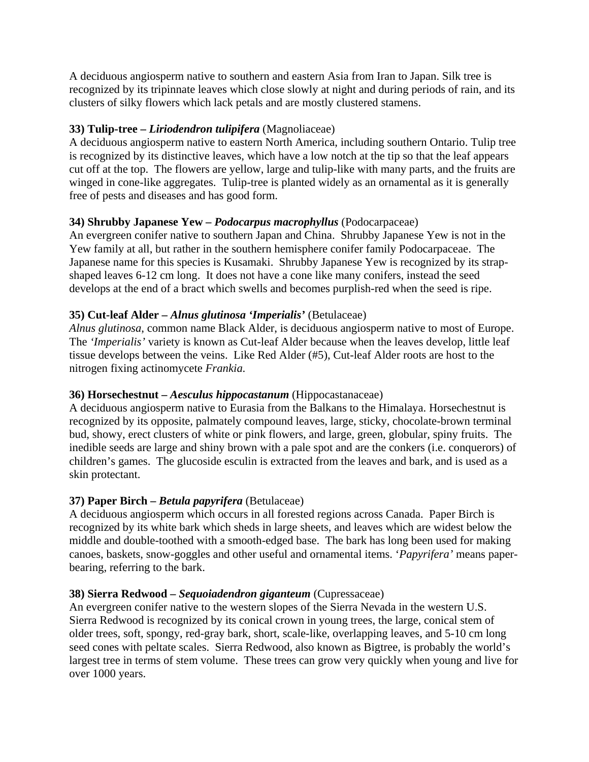A deciduous angiosperm native to southern and eastern Asia from Iran to Japan. Silk tree is recognized by its tripinnate leaves which close slowly at night and during periods of rain, and its clusters of silky flowers which lack petals and are mostly clustered stamens.

**33) Tulip-tree – *Liriodendron tulipifera*** (Magnoliaceae)
A deciduous angiosperm native to eastern North America, including southern Ontario. Tulip tree is recognized by its distinctive leaves, which have a low notch at the tip so that the leaf appears cut off at the top. The flowers are yellow, large and tulip-like with many parts, and the fruits are winged in cone-like aggregates. Tulip-tree is planted widely as an ornamental as it is generally free of pests and diseases and has good form.

**34) Shrubby Japanese Yew – *Podocarpus macrophyllus*** (Podocarpaceae)
An evergreen conifer native to southern Japan and China. Shrubby Japanese Yew is not in the Yew family at all, but rather in the southern hemisphere conifer family Podocarpaceae. The Japanese name for this species is Kusamaki. Shrubby Japanese Yew is recognized by its strap-shaped leaves 6-12 cm long. It does not have a cone like many conifers, instead the seed develops at the end of a bract which swells and becomes purplish-red when the seed is ripe.

**35) Cut-leaf Alder – *Alnus glutinosa 'Imperialis'*** (Betulaceae)
*Alnus glutinosa*, common name Black Alder, is deciduous angiosperm native to most of Europe. The *'Imperialis'* variety is known as Cut-leaf Alder because when the leaves develop, little leaf tissue develops between the veins. Like Red Alder (#5), Cut-leaf Alder roots are host to the nitrogen fixing actinomycete *Frankia.*

**36) Horsechestnut – *Aesculus hippocastanum*** (Hippocastanaceae)
A deciduous angiosperm native to Eurasia from the Balkans to the Himalaya. Horsechestnut is recognized by its opposite, palmately compound leaves, large, sticky, chocolate-brown terminal bud, showy, erect clusters of white or pink flowers, and large, green, globular, spiny fruits. The inedible seeds are large and shiny brown with a pale spot and are the conkers (i.e. conquerors) of children's games. The glucoside esculin is extracted from the leaves and bark, and is used as a skin protectant.

**37) Paper Birch – *Betula papyrifera*** (Betulaceae)
A deciduous angiosperm which occurs in all forested regions across Canada. Paper Birch is recognized by its white bark which sheds in large sheets, and leaves which are widest below the middle and double-toothed with a smooth-edged base. The bark has long been used for making canoes, baskets, snow-goggles and other useful and ornamental items. '*Papyrifera'* means paper-bearing, referring to the bark.

**38) Sierra Redwood – *Sequoiadendron giganteum*** (Cupressaceae)
An evergreen conifer native to the western slopes of the Sierra Nevada in the western U.S. Sierra Redwood is recognized by its conical crown in young trees, the large, conical stem of older trees, soft, spongy, red-gray bark, short, scale-like, overlapping leaves, and 5-10 cm long seed cones with peltate scales. Sierra Redwood, also known as Bigtree, is probably the world's largest tree in terms of stem volume. These trees can grow very quickly when young and live for over 1000 years.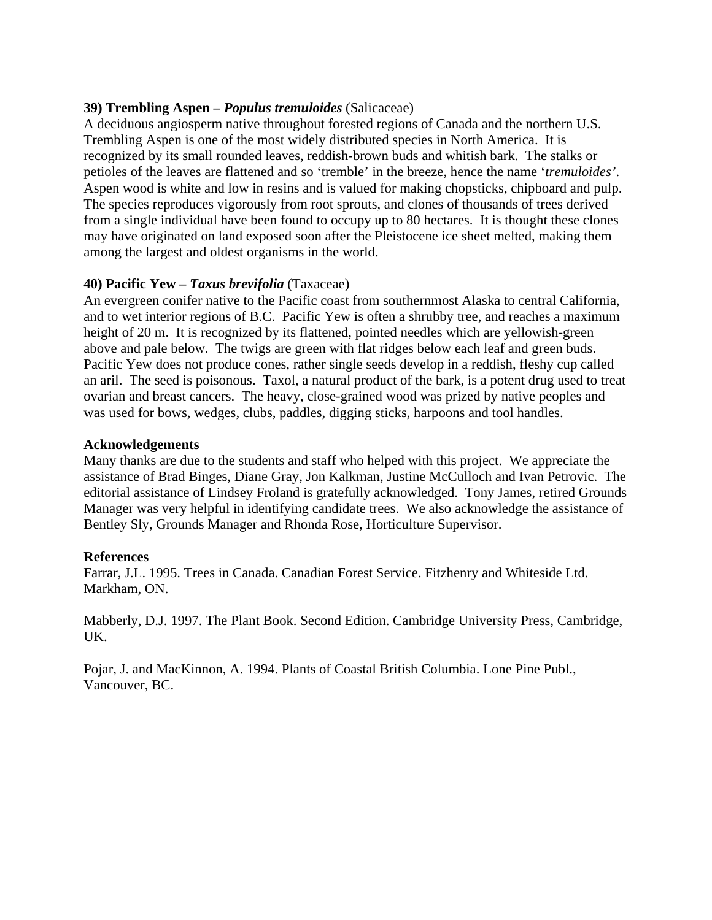**39) Trembling Aspen – *Populus tremuloides*** (Salicaceae)
A deciduous angiosperm native throughout forested regions of Canada and the northern U.S. Trembling Aspen is one of the most widely distributed species in North America. It is recognized by its small rounded leaves, reddish-brown buds and whitish bark. The stalks or petioles of the leaves are flattened and so 'tremble' in the breeze, hence the name '*tremuloides*'. Aspen wood is white and low in resins and is valued for making chopsticks, chipboard and pulp. The species reproduces vigorously from root sprouts, and clones of thousands of trees derived from a single individual have been found to occupy up to 80 hectares. It is thought these clones may have originated on land exposed soon after the Pleistocene ice sheet melted, making them among the largest and oldest organisms in the world.

**40) Pacific Yew – *Taxus brevifolia*** (Taxaceae)
An evergreen conifer native to the Pacific coast from southernmost Alaska to central California, and to wet interior regions of B.C. Pacific Yew is often a shrubby tree, and reaches a maximum height of 20 m. It is recognized by its flattened, pointed needles which are yellowish-green above and pale below. The twigs are green with flat ridges below each leaf and green buds. Pacific Yew does not produce cones, rather single seeds develop in a reddish, fleshy cup called an aril. The seed is poisonous. Taxol, a natural product of the bark, is a potent drug used to treat ovarian and breast cancers. The heavy, close-grained wood was prized by native peoples and was used for bows, wedges, clubs, paddles, digging sticks, harpoons and tool handles.

**Acknowledgements**
Many thanks are due to the students and staff who helped with this project. We appreciate the assistance of Brad Binges, Diane Gray, Jon Kalkman, Justine McCulloch and Ivan Petrovic. The editorial assistance of Lindsey Froland is gratefully acknowledged. Tony James, retired Grounds Manager was very helpful in identifying candidate trees. We also acknowledge the assistance of Bentley Sly, Grounds Manager and Rhonda Rose, Horticulture Supervisor.

**References**
Farrar, J.L. 1995. Trees in Canada. Canadian Forest Service. Fitzhenry and Whiteside Ltd. Markham, ON.

Mabberly, D.J. 1997. The Plant Book. Second Edition. Cambridge University Press, Cambridge, UK.

Pojar, J. and MacKinnon, A. 1994. Plants of Coastal British Columbia. Lone Pine Publ., Vancouver, BC.